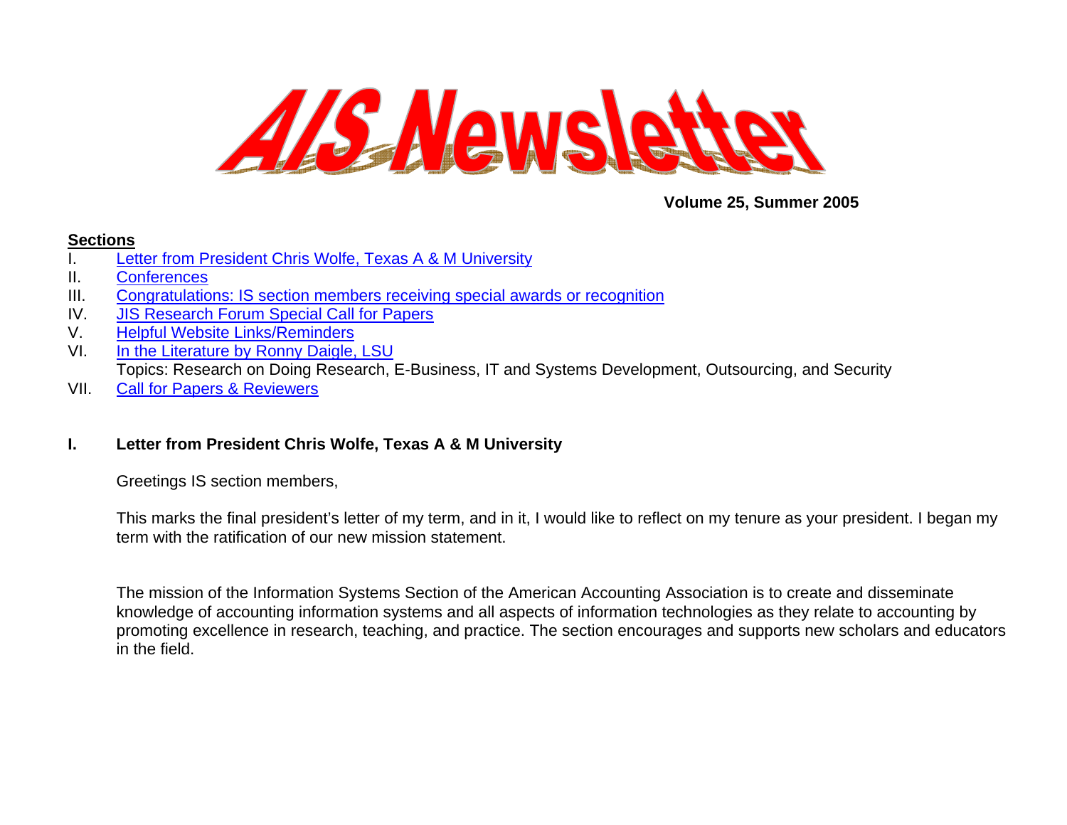# AIS Newsletter

**Volume 25, Summer 2005**

**Sections**

I. Letter from President Chris Wolfe, Texas A & M University
II. Conferences
III. Congratulations: IS section members receiving special awards or recognition
IV. JIS Research Forum Special Call for Papers
V. Helpful Website Links/Reminders
VI. In the Literature by Ronny Daigle, LSU
Topics: Research on Doing Research, E-Business, IT and Systems Development, Outsourcing, and Security
VII. Call for Papers & Reviewers

## I. Letter from President Chris Wolfe, Texas A & M University

Greetings IS section members,

This marks the final president's letter of my term, and in it, I would like to reflect on my tenure as your president. I began my term with the ratification of our new mission statement.

The mission of the Information Systems Section of the American Accounting Association is to create and disseminate knowledge of accounting information systems and all aspects of information technologies as they relate to accounting by promoting excellence in research, teaching, and practice. The section encourages and supports new scholars and educators in the field.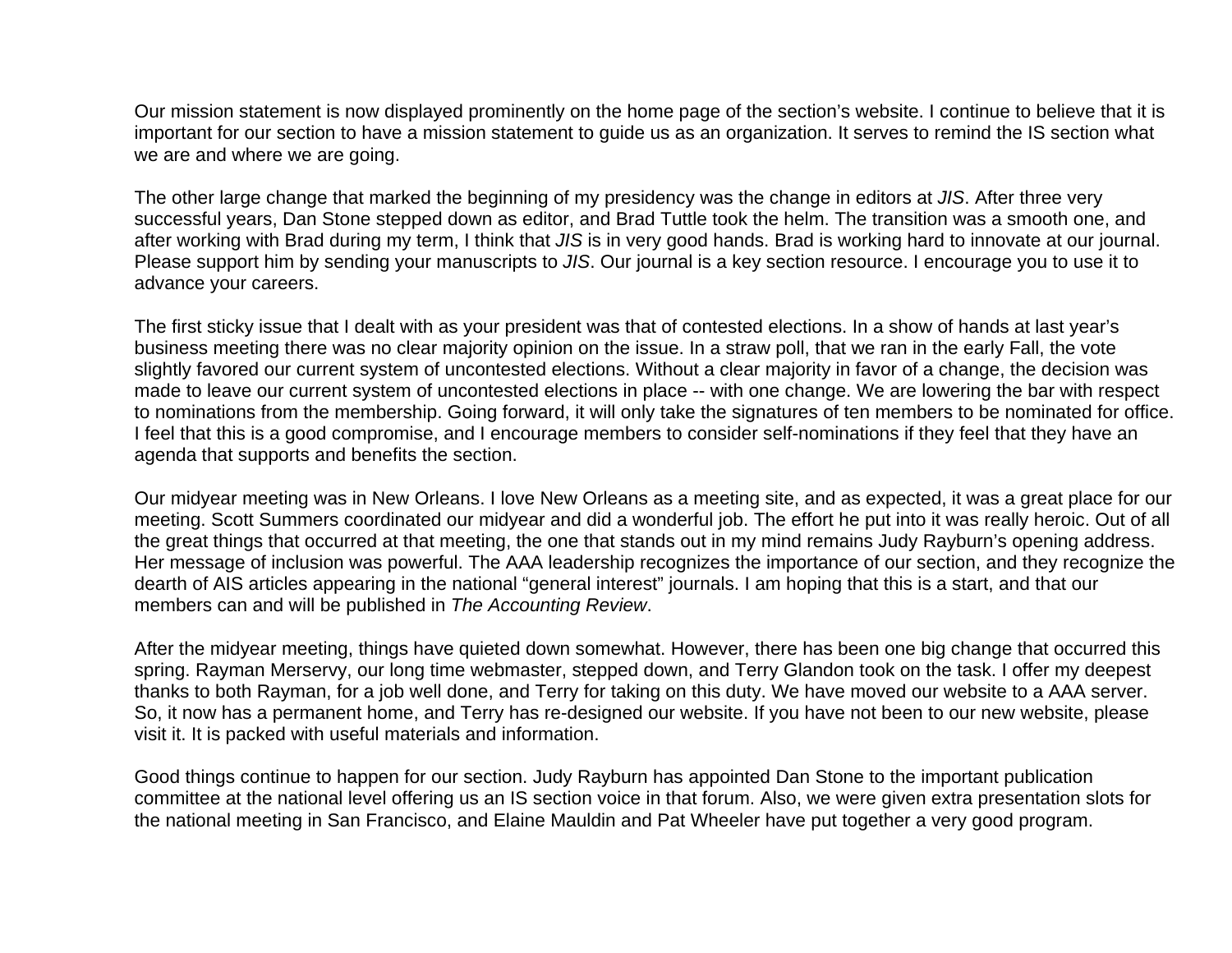Our mission statement is now displayed prominently on the home page of the section's website. I continue to believe that it is important for our section to have a mission statement to guide us as an organization. It serves to remind the IS section what we are and where we are going.

The other large change that marked the beginning of my presidency was the change in editors at *JIS*. After three very successful years, Dan Stone stepped down as editor, and Brad Tuttle took the helm. The transition was a smooth one, and after working with Brad during my term, I think that *JIS* is in very good hands. Brad is working hard to innovate at our journal. Please support him by sending your manuscripts to *JIS*. Our journal is a key section resource. I encourage you to use it to advance your careers.

The first sticky issue that I dealt with as your president was that of contested elections. In a show of hands at last year's business meeting there was no clear majority opinion on the issue. In a straw poll, that we ran in the early Fall, the vote slightly favored our current system of uncontested elections. Without a clear majority in favor of a change, the decision was made to leave our current system of uncontested elections in place -- with one change. We are lowering the bar with respect to nominations from the membership. Going forward, it will only take the signatures of ten members to be nominated for office. I feel that this is a good compromise, and I encourage members to consider self-nominations if they feel that they have an agenda that supports and benefits the section.

Our midyear meeting was in New Orleans. I love New Orleans as a meeting site, and as expected, it was a great place for our meeting. Scott Summers coordinated our midyear and did a wonderful job. The effort he put into it was really heroic. Out of all the great things that occurred at that meeting, the one that stands out in my mind remains Judy Rayburn's opening address. Her message of inclusion was powerful. The AAA leadership recognizes the importance of our section, and they recognize the dearth of AIS articles appearing in the national "general interest" journals. I am hoping that this is a start, and that our members can and will be published in *The Accounting Review*.

After the midyear meeting, things have quieted down somewhat. However, there has been one big change that occurred this spring. Rayman Merservy, our long time webmaster, stepped down, and Terry Glandon took on the task. I offer my deepest thanks to both Rayman, for a job well done, and Terry for taking on this duty. We have moved our website to a AAA server. So, it now has a permanent home, and Terry has re-designed our website. If you have not been to our new website, please visit it. It is packed with useful materials and information.

Good things continue to happen for our section. Judy Rayburn has appointed Dan Stone to the important publication committee at the national level offering us an IS section voice in that forum. Also, we were given extra presentation slots for the national meeting in San Francisco, and Elaine Mauldin and Pat Wheeler have put together a very good program.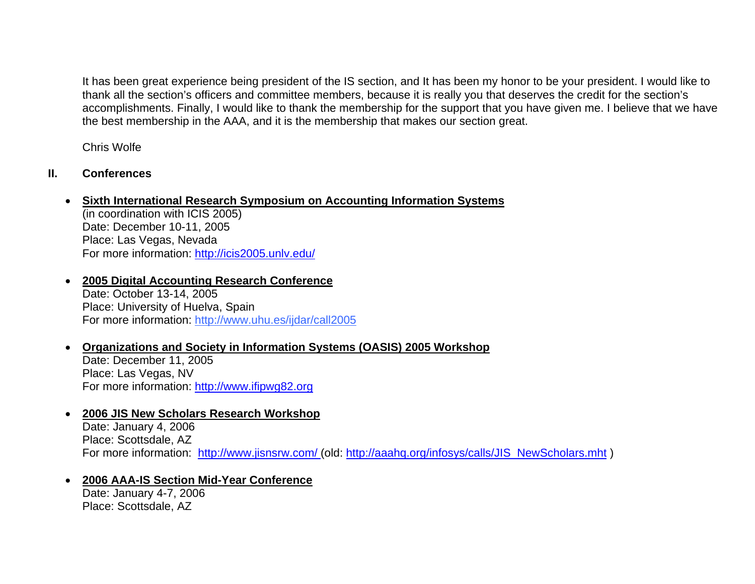It has been great experience being president of the IS section, and It has been my honor to be your president. I would like to thank all the section's officers and committee members, because it is really you that deserves the credit for the section's accomplishments. Finally, I would like to thank the membership for the support that you have given me. I believe that we have the best membership in the AAA, and it is the membership that makes our section great.

Chris Wolfe

## II. Conferences

- **Sixth International Research Symposium on Accounting Information Systems**
  (in coordination with ICIS 2005)
  Date: December 10-11, 2005
  Place: Las Vegas, Nevada
  For more information: http://icis2005.unlv.edu/

- **2005 Digital Accounting Research Conference**
  Date: October 13-14, 2005
  Place: University of Huelva, Spain
  For more information: http://www.uhu.es/ijdar/call2005

- **Organizations and Society in Information Systems (OASIS) 2005 Workshop**
  Date: December 11, 2005
  Place: Las Vegas, NV
  For more information: http://www.ifipwg82.org

- **2006 JIS New Scholars Research Workshop**
  Date: January 4, 2006
  Place: Scottsdale, AZ
  For more information: http://www.jisnsrw.com/ (old: http://aaahq.org/infosys/calls/JIS_NewScholars.mht )

- **2006 AAA-IS Section Mid-Year Conference**
  Date: January 4-7, 2006
  Place: Scottsdale, AZ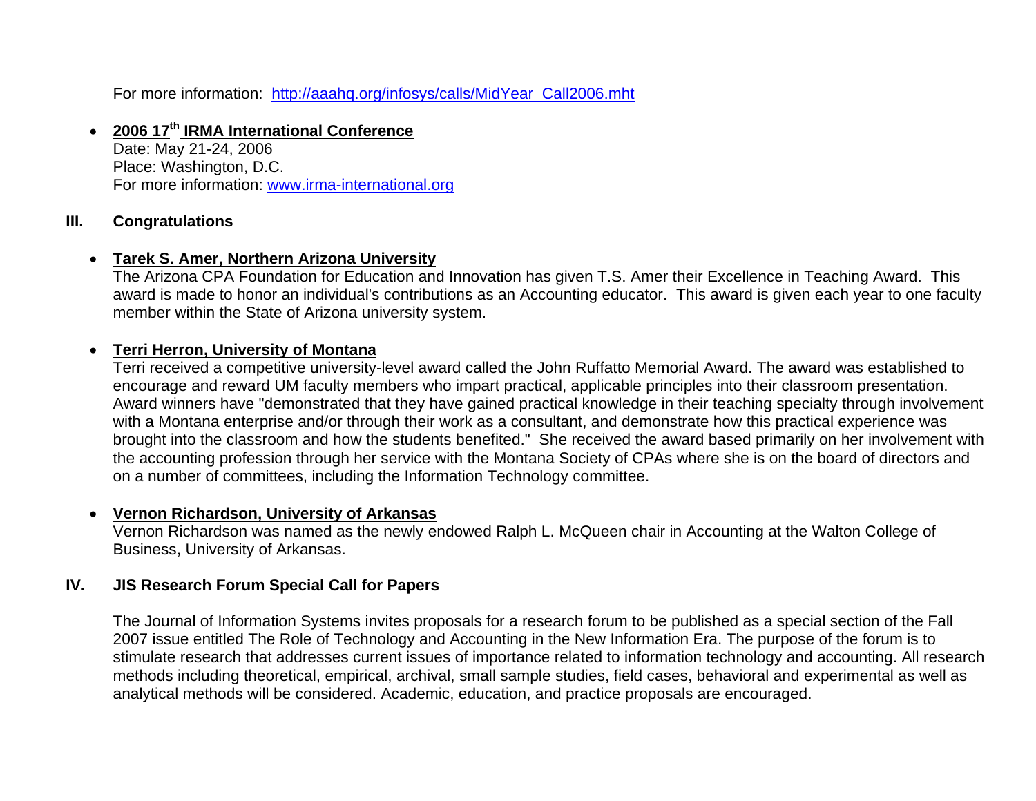For more information: http://aaahq.org/infosys/calls/MidYear_Call2006.mht

- **2006 17th IRMA International Conference**
  Date: May 21-24, 2006
  Place: Washington, D.C.
  For more information: www.irma-international.org

## III. Congratulations

- **Tarek S. Amer, Northern Arizona University**
  The Arizona CPA Foundation for Education and Innovation has given T.S. Amer their Excellence in Teaching Award. This award is made to honor an individual's contributions as an Accounting educator. This award is given each year to one faculty member within the State of Arizona university system.

- **Terri Herron, University of Montana**
  Terri received a competitive university-level award called the John Ruffatto Memorial Award. The award was established to encourage and reward UM faculty members who impart practical, applicable principles into their classroom presentation. Award winners have "demonstrated that they have gained practical knowledge in their teaching specialty through involvement with a Montana enterprise and/or through their work as a consultant, and demonstrate how this practical experience was brought into the classroom and how the students benefited." She received the award based primarily on her involvement with the accounting profession through her service with the Montana Society of CPAs where she is on the board of directors and on a number of committees, including the Information Technology committee.

- **Vernon Richardson, University of Arkansas**
  Vernon Richardson was named as the newly endowed Ralph L. McQueen chair in Accounting at the Walton College of Business, University of Arkansas.

## IV. JIS Research Forum Special Call for Papers

The Journal of Information Systems invites proposals for a research forum to be published as a special section of the Fall 2007 issue entitled The Role of Technology and Accounting in the New Information Era. The purpose of the forum is to stimulate research that addresses current issues of importance related to information technology and accounting. All research methods including theoretical, empirical, archival, small sample studies, field cases, behavioral and experimental as well as analytical methods will be considered. Academic, education, and practice proposals are encouraged.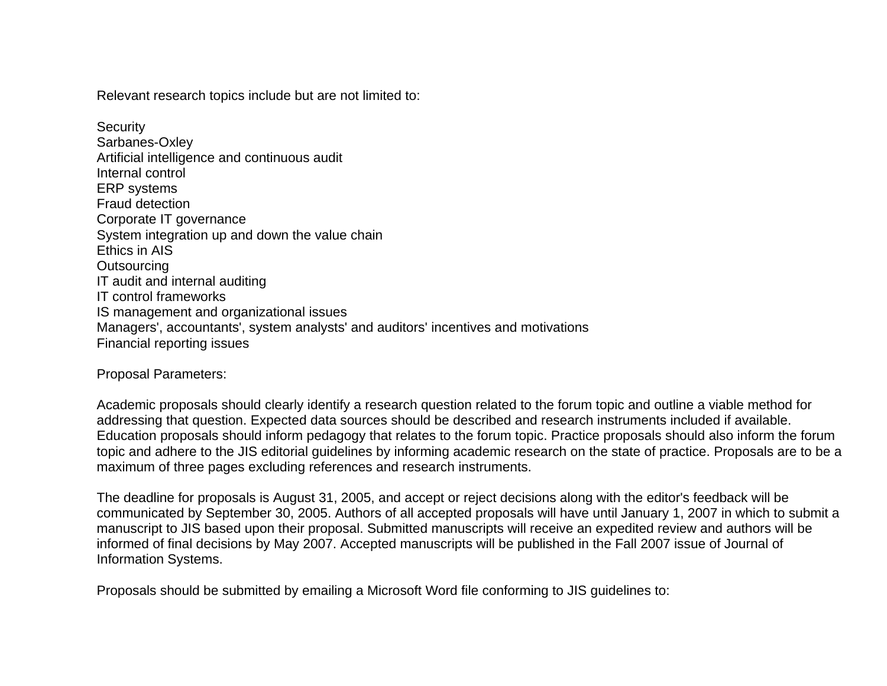Relevant research topics include but are not limited to:

Security
Sarbanes-Oxley
Artificial intelligence and continuous audit
Internal control
ERP systems
Fraud detection
Corporate IT governance
System integration up and down the value chain
Ethics in AIS
Outsourcing
IT audit and internal auditing
IT control frameworks
IS management and organizational issues
Managers', accountants', system analysts' and auditors' incentives and motivations
Financial reporting issues

Proposal Parameters:

Academic proposals should clearly identify a research question related to the forum topic and outline a viable method for addressing that question. Expected data sources should be described and research instruments included if available. Education proposals should inform pedagogy that relates to the forum topic. Practice proposals should also inform the forum topic and adhere to the JIS editorial guidelines by informing academic research on the state of practice. Proposals are to be a maximum of three pages excluding references and research instruments.

The deadline for proposals is August 31, 2005, and accept or reject decisions along with the editor's feedback will be communicated by September 30, 2005. Authors of all accepted proposals will have until January 1, 2007 in which to submit a manuscript to JIS based upon their proposal. Submitted manuscripts will receive an expedited review and authors will be informed of final decisions by May 2007. Accepted manuscripts will be published in the Fall 2007 issue of Journal of Information Systems.

Proposals should be submitted by emailing a Microsoft Word file conforming to JIS guidelines to: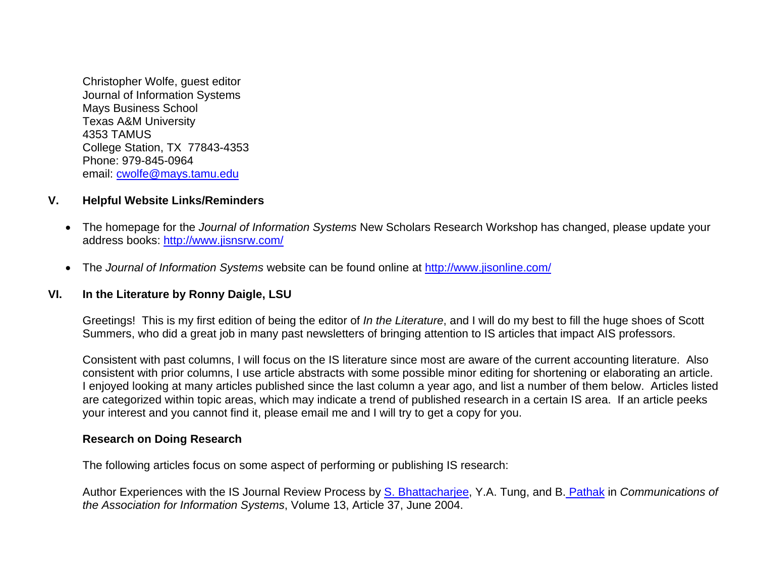Christopher Wolfe, guest editor
Journal of Information Systems
Mays Business School
Texas A&M University
4353 TAMUS
College Station, TX 77843-4353
Phone: 979-845-0964
email: cwolfe@mays.tamu.edu

## V. Helpful Website Links/Reminders

- The homepage for the *Journal of Information Systems* New Scholars Research Workshop has changed, please update your address books: http://www.jisnsrw.com/

- The *Journal of Information Systems* website can be found online at http://www.jisonline.com/

## VI. In the Literature by Ronny Daigle, LSU

Greetings! This is my first edition of being the editor of *In the Literature*, and I will do my best to fill the huge shoes of Scott Summers, who did a great job in many past newsletters of bringing attention to IS articles that impact AIS professors.

Consistent with past columns, I will focus on the IS literature since most are aware of the current accounting literature. Also consistent with prior columns, I use article abstracts with some possible minor editing for shortening or elaborating an article. I enjoyed looking at many articles published since the last column a year ago, and list a number of them below. Articles listed are categorized within topic areas, which may indicate a trend of published research in a certain IS area. If an article peeks your interest and you cannot find it, please email me and I will try to get a copy for you.

### Research on Doing Research

The following articles focus on some aspect of performing or publishing IS research:

Author Experiences with the IS Journal Review Process by S. Bhattacharjee, Y.A. Tung, and B. Pathak in *Communications of the Association for Information Systems*, Volume 13, Article 37, June 2004.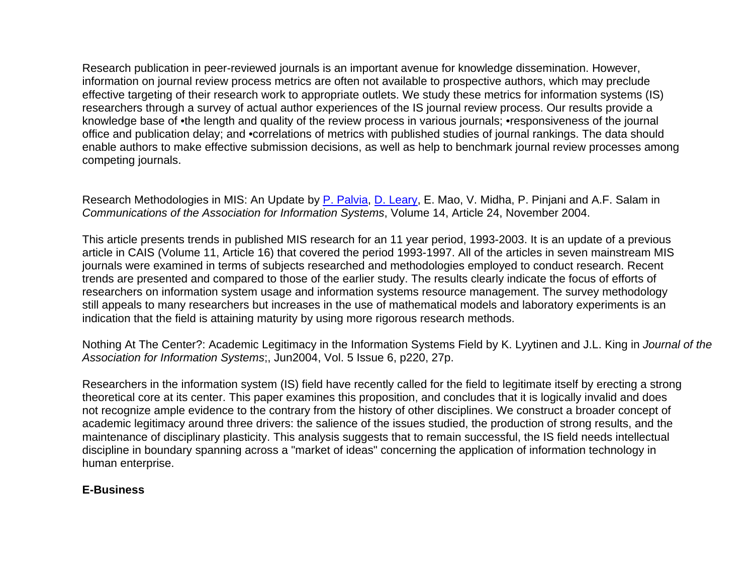Research publication in peer-reviewed journals is an important avenue for knowledge dissemination. However, information on journal review process metrics are often not available to prospective authors, which may preclude effective targeting of their research work to appropriate outlets. We study these metrics for information systems (IS) researchers through a survey of actual author experiences of the IS journal review process. Our results provide a knowledge base of •the length and quality of the review process in various journals; •responsiveness of the journal office and publication delay; and •correlations of metrics with published studies of journal rankings. The data should enable authors to make effective submission decisions, as well as help to benchmark journal review processes among competing journals.

Research Methodologies in MIS: An Update by P. Palvia, D. Leary, E. Mao, V. Midha, P. Pinjani and A.F. Salam in *Communications of the Association for Information Systems*, Volume 14, Article 24, November 2004.

This article presents trends in published MIS research for an 11 year period, 1993-2003. It is an update of a previous article in CAIS (Volume 11, Article 16) that covered the period 1993-1997. All of the articles in seven mainstream MIS journals were examined in terms of subjects researched and methodologies employed to conduct research. Recent trends are presented and compared to those of the earlier study. The results clearly indicate the focus of efforts of researchers on information system usage and information systems resource management. The survey methodology still appeals to many researchers but increases in the use of mathematical models and laboratory experiments is an indication that the field is attaining maturity by using more rigorous research methods.

Nothing At The Center?: Academic Legitimacy in the Information Systems Field by K. Lyytinen and J.L. King in *Journal of the Association for Information Systems*;, Jun2004, Vol. 5 Issue 6, p220, 27p.

Researchers in the information system (IS) field have recently called for the field to legitimate itself by erecting a strong theoretical core at its center. This paper examines this proposition, and concludes that it is logically invalid and does not recognize ample evidence to the contrary from the history of other disciplines. We construct a broader concept of academic legitimacy around three drivers: the salience of the issues studied, the production of strong results, and the maintenance of disciplinary plasticity. This analysis suggests that to remain successful, the IS field needs intellectual discipline in boundary spanning across a "market of ideas" concerning the application of information technology in human enterprise.

**E-Business**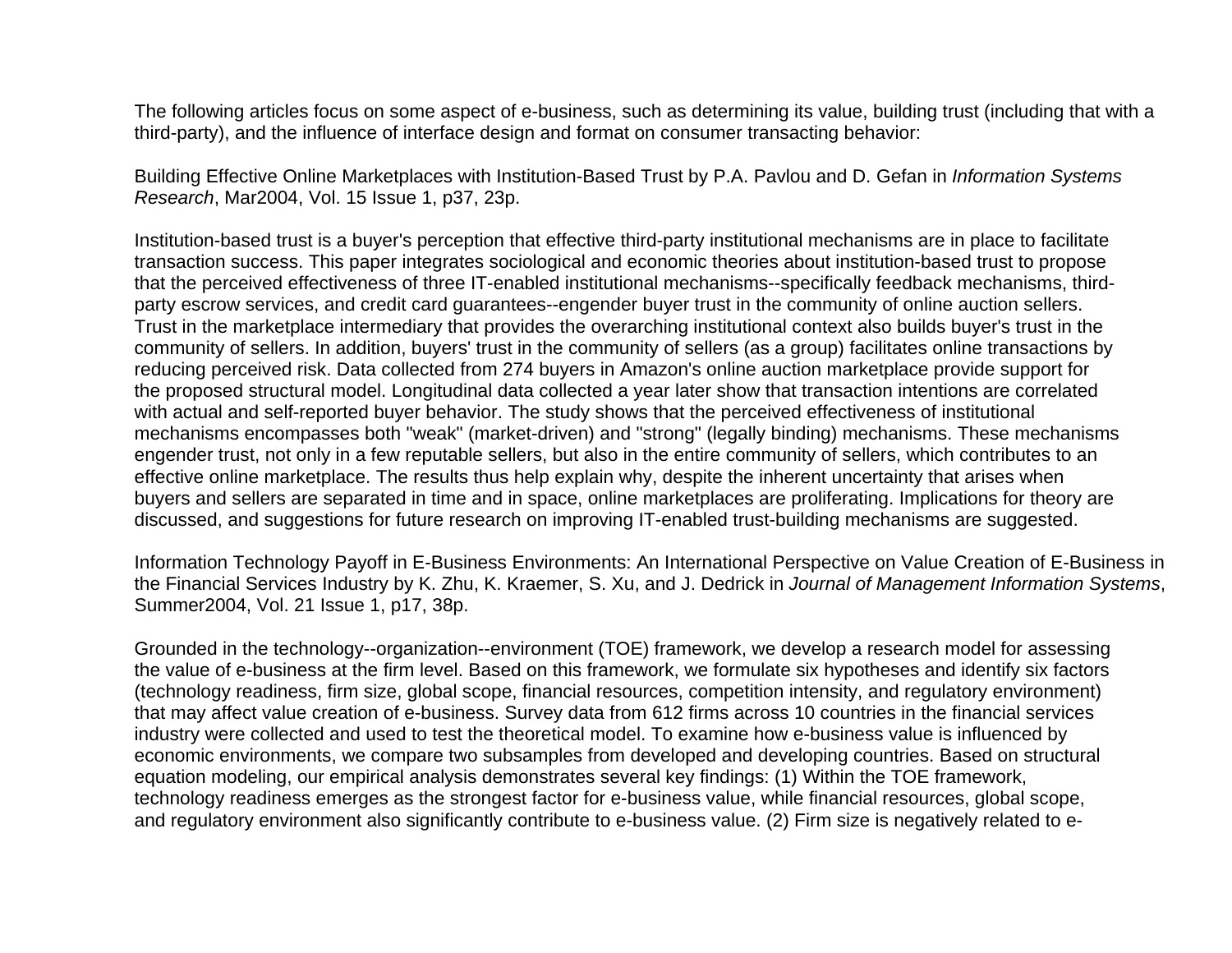The following articles focus on some aspect of e-business, such as determining its value, building trust (including that with a third-party), and the influence of interface design and format on consumer transacting behavior:

Building Effective Online Marketplaces with Institution-Based Trust by P.A. Pavlou and D. Gefan in *Information Systems Research*, Mar2004, Vol. 15 Issue 1, p37, 23p.

Institution-based trust is a buyer's perception that effective third-party institutional mechanisms are in place to facilitate transaction success. This paper integrates sociological and economic theories about institution-based trust to propose that the perceived effectiveness of three IT-enabled institutional mechanisms--specifically feedback mechanisms, third-party escrow services, and credit card guarantees--engender buyer trust in the community of online auction sellers. Trust in the marketplace intermediary that provides the overarching institutional context also builds buyer's trust in the community of sellers. In addition, buyers' trust in the community of sellers (as a group) facilitates online transactions by reducing perceived risk. Data collected from 274 buyers in Amazon's online auction marketplace provide support for the proposed structural model. Longitudinal data collected a year later show that transaction intentions are correlated with actual and self-reported buyer behavior. The study shows that the perceived effectiveness of institutional mechanisms encompasses both "weak" (market-driven) and "strong" (legally binding) mechanisms. These mechanisms engender trust, not only in a few reputable sellers, but also in the entire community of sellers, which contributes to an effective online marketplace. The results thus help explain why, despite the inherent uncertainty that arises when buyers and sellers are separated in time and in space, online marketplaces are proliferating. Implications for theory are discussed, and suggestions for future research on improving IT-enabled trust-building mechanisms are suggested.

Information Technology Payoff in E-Business Environments: An International Perspective on Value Creation of E-Business in the Financial Services Industry by K. Zhu, K. Kraemer, S. Xu, and J. Dedrick in *Journal of Management Information Systems*, Summer2004, Vol. 21 Issue 1, p17, 38p.

Grounded in the technology--organization--environment (TOE) framework, we develop a research model for assessing the value of e-business at the firm level. Based on this framework, we formulate six hypotheses and identify six factors (technology readiness, firm size, global scope, financial resources, competition intensity, and regulatory environment) that may affect value creation of e-business. Survey data from 612 firms across 10 countries in the financial services industry were collected and used to test the theoretical model. To examine how e-business value is influenced by economic environments, we compare two subsamples from developed and developing countries. Based on structural equation modeling, our empirical analysis demonstrates several key findings: (1) Within the TOE framework, technology readiness emerges as the strongest factor for e-business value, while financial resources, global scope, and regulatory environment also significantly contribute to e-business value. (2) Firm size is negatively related to e-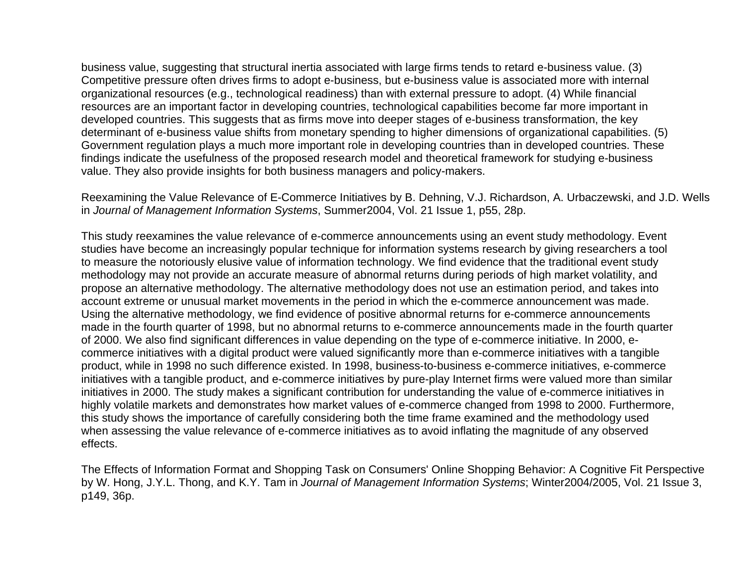business value, suggesting that structural inertia associated with large firms tends to retard e-business value. (3) Competitive pressure often drives firms to adopt e-business, but e-business value is associated more with internal organizational resources (e.g., technological readiness) than with external pressure to adopt. (4) While financial resources are an important factor in developing countries, technological capabilities become far more important in developed countries. This suggests that as firms move into deeper stages of e-business transformation, the key determinant of e-business value shifts from monetary spending to higher dimensions of organizational capabilities. (5) Government regulation plays a much more important role in developing countries than in developed countries. These findings indicate the usefulness of the proposed research model and theoretical framework for studying e-business value. They also provide insights for both business managers and policy-makers.

Reexamining the Value Relevance of E-Commerce Initiatives by B. Dehning, V.J. Richardson, A. Urbaczewski, and J.D. Wells in *Journal of Management Information Systems*, Summer2004, Vol. 21 Issue 1, p55, 28p.

This study reexamines the value relevance of e-commerce announcements using an event study methodology. Event studies have become an increasingly popular technique for information systems research by giving researchers a tool to measure the notoriously elusive value of information technology. We find evidence that the traditional event study methodology may not provide an accurate measure of abnormal returns during periods of high market volatility, and propose an alternative methodology. The alternative methodology does not use an estimation period, and takes into account extreme or unusual market movements in the period in which the e-commerce announcement was made. Using the alternative methodology, we find evidence of positive abnormal returns for e-commerce announcements made in the fourth quarter of 1998, but no abnormal returns to e-commerce announcements made in the fourth quarter of 2000. We also find significant differences in value depending on the type of e-commerce initiative. In 2000, e-commerce initiatives with a digital product were valued significantly more than e-commerce initiatives with a tangible product, while in 1998 no such difference existed. In 1998, business-to-business e-commerce initiatives, e-commerce initiatives with a tangible product, and e-commerce initiatives by pure-play Internet firms were valued more than similar initiatives in 2000. The study makes a significant contribution for understanding the value of e-commerce initiatives in highly volatile markets and demonstrates how market values of e-commerce changed from 1998 to 2000. Furthermore, this study shows the importance of carefully considering both the time frame examined and the methodology used when assessing the value relevance of e-commerce initiatives as to avoid inflating the magnitude of any observed effects.

The Effects of Information Format and Shopping Task on Consumers' Online Shopping Behavior: A Cognitive Fit Perspective by W. Hong, J.Y.L. Thong, and K.Y. Tam in *Journal of Management Information Systems*; Winter2004/2005, Vol. 21 Issue 3, p149, 36p.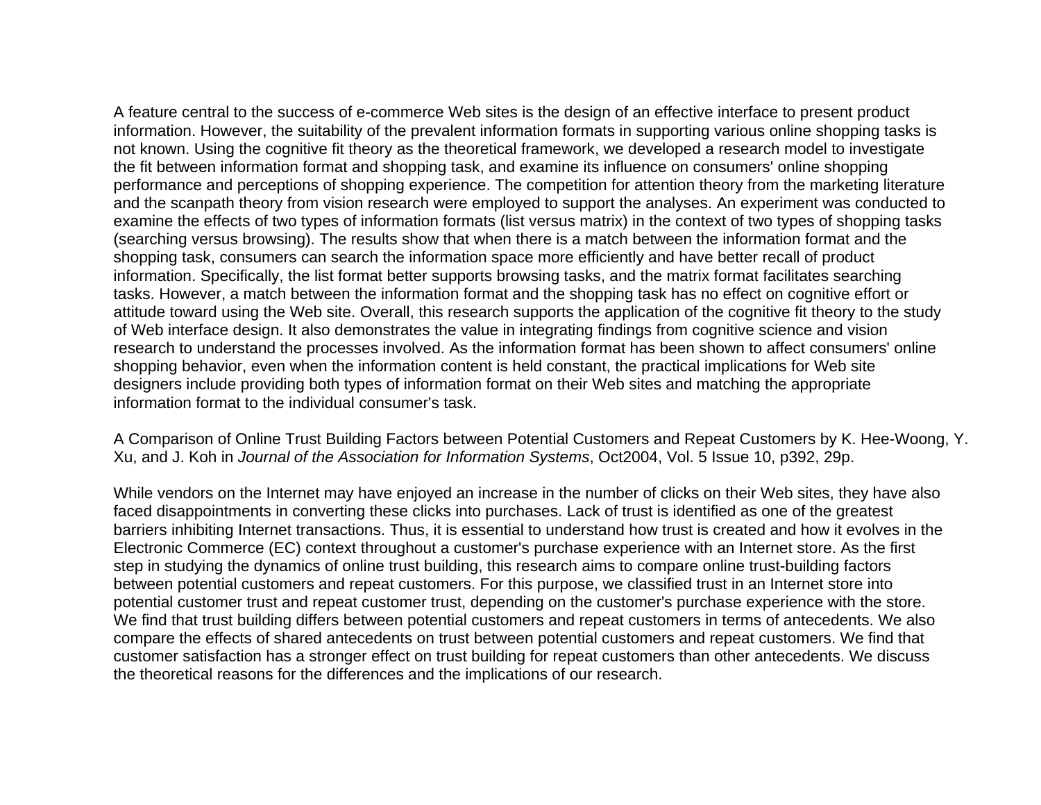A feature central to the success of e-commerce Web sites is the design of an effective interface to present product information. However, the suitability of the prevalent information formats in supporting various online shopping tasks is not known. Using the cognitive fit theory as the theoretical framework, we developed a research model to investigate the fit between information format and shopping task, and examine its influence on consumers' online shopping performance and perceptions of shopping experience. The competition for attention theory from the marketing literature and the scanpath theory from vision research were employed to support the analyses. An experiment was conducted to examine the effects of two types of information formats (list versus matrix) in the context of two types of shopping tasks (searching versus browsing). The results show that when there is a match between the information format and the shopping task, consumers can search the information space more efficiently and have better recall of product information. Specifically, the list format better supports browsing tasks, and the matrix format facilitates searching tasks. However, a match between the information format and the shopping task has no effect on cognitive effort or attitude toward using the Web site. Overall, this research supports the application of the cognitive fit theory to the study of Web interface design. It also demonstrates the value in integrating findings from cognitive science and vision research to understand the processes involved. As the information format has been shown to affect consumers' online shopping behavior, even when the information content is held constant, the practical implications for Web site designers include providing both types of information format on their Web sites and matching the appropriate information format to the individual consumer's task.

A Comparison of Online Trust Building Factors between Potential Customers and Repeat Customers by K. Hee-Woong, Y. Xu, and J. Koh in *Journal of the Association for Information Systems*, Oct2004, Vol. 5 Issue 10, p392, 29p.

While vendors on the Internet may have enjoyed an increase in the number of clicks on their Web sites, they have also faced disappointments in converting these clicks into purchases. Lack of trust is identified as one of the greatest barriers inhibiting Internet transactions. Thus, it is essential to understand how trust is created and how it evolves in the Electronic Commerce (EC) context throughout a customer's purchase experience with an Internet store. As the first step in studying the dynamics of online trust building, this research aims to compare online trust-building factors between potential customers and repeat customers. For this purpose, we classified trust in an Internet store into potential customer trust and repeat customer trust, depending on the customer's purchase experience with the store. We find that trust building differs between potential customers and repeat customers in terms of antecedents. We also compare the effects of shared antecedents on trust between potential customers and repeat customers. We find that customer satisfaction has a stronger effect on trust building for repeat customers than other antecedents. We discuss the theoretical reasons for the differences and the implications of our research.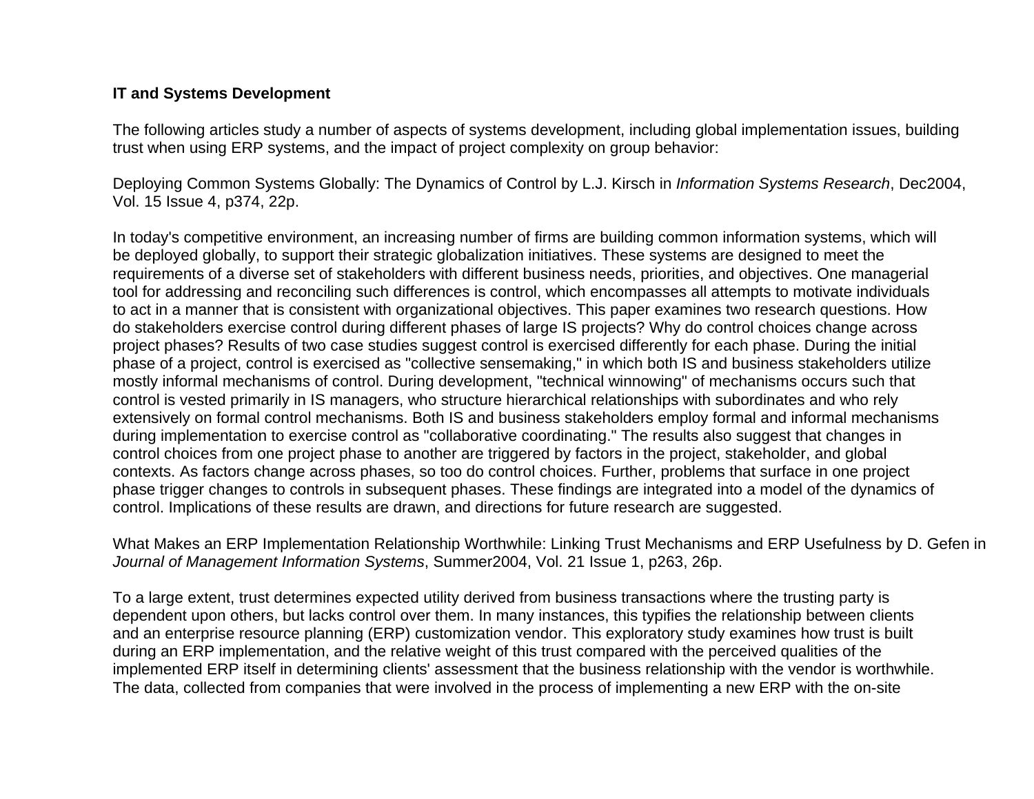**IT and Systems Development**

The following articles study a number of aspects of systems development, including global implementation issues, building trust when using ERP systems, and the impact of project complexity on group behavior:

Deploying Common Systems Globally: The Dynamics of Control by L.J. Kirsch in *Information Systems Research*, Dec2004, Vol. 15 Issue 4, p374, 22p.

In today's competitive environment, an increasing number of firms are building common information systems, which will be deployed globally, to support their strategic globalization initiatives. These systems are designed to meet the requirements of a diverse set of stakeholders with different business needs, priorities, and objectives. One managerial tool for addressing and reconciling such differences is control, which encompasses all attempts to motivate individuals to act in a manner that is consistent with organizational objectives. This paper examines two research questions. How do stakeholders exercise control during different phases of large IS projects? Why do control choices change across project phases? Results of two case studies suggest control is exercised differently for each phase. During the initial phase of a project, control is exercised as "collective sensemaking," in which both IS and business stakeholders utilize mostly informal mechanisms of control. During development, "technical winnowing" of mechanisms occurs such that control is vested primarily in IS managers, who structure hierarchical relationships with subordinates and who rely extensively on formal control mechanisms. Both IS and business stakeholders employ formal and informal mechanisms during implementation to exercise control as "collaborative coordinating." The results also suggest that changes in control choices from one project phase to another are triggered by factors in the project, stakeholder, and global contexts. As factors change across phases, so too do control choices. Further, problems that surface in one project phase trigger changes to controls in subsequent phases. These findings are integrated into a model of the dynamics of control. Implications of these results are drawn, and directions for future research are suggested.

What Makes an ERP Implementation Relationship Worthwhile: Linking Trust Mechanisms and ERP Usefulness by D. Gefen in *Journal of Management Information Systems*, Summer2004, Vol. 21 Issue 1, p263, 26p.

To a large extent, trust determines expected utility derived from business transactions where the trusting party is dependent upon others, but lacks control over them. In many instances, this typifies the relationship between clients and an enterprise resource planning (ERP) customization vendor. This exploratory study examines how trust is built during an ERP implementation, and the relative weight of this trust compared with the perceived qualities of the implemented ERP itself in determining clients' assessment that the business relationship with the vendor is worthwhile. The data, collected from companies that were involved in the process of implementing a new ERP with the on-site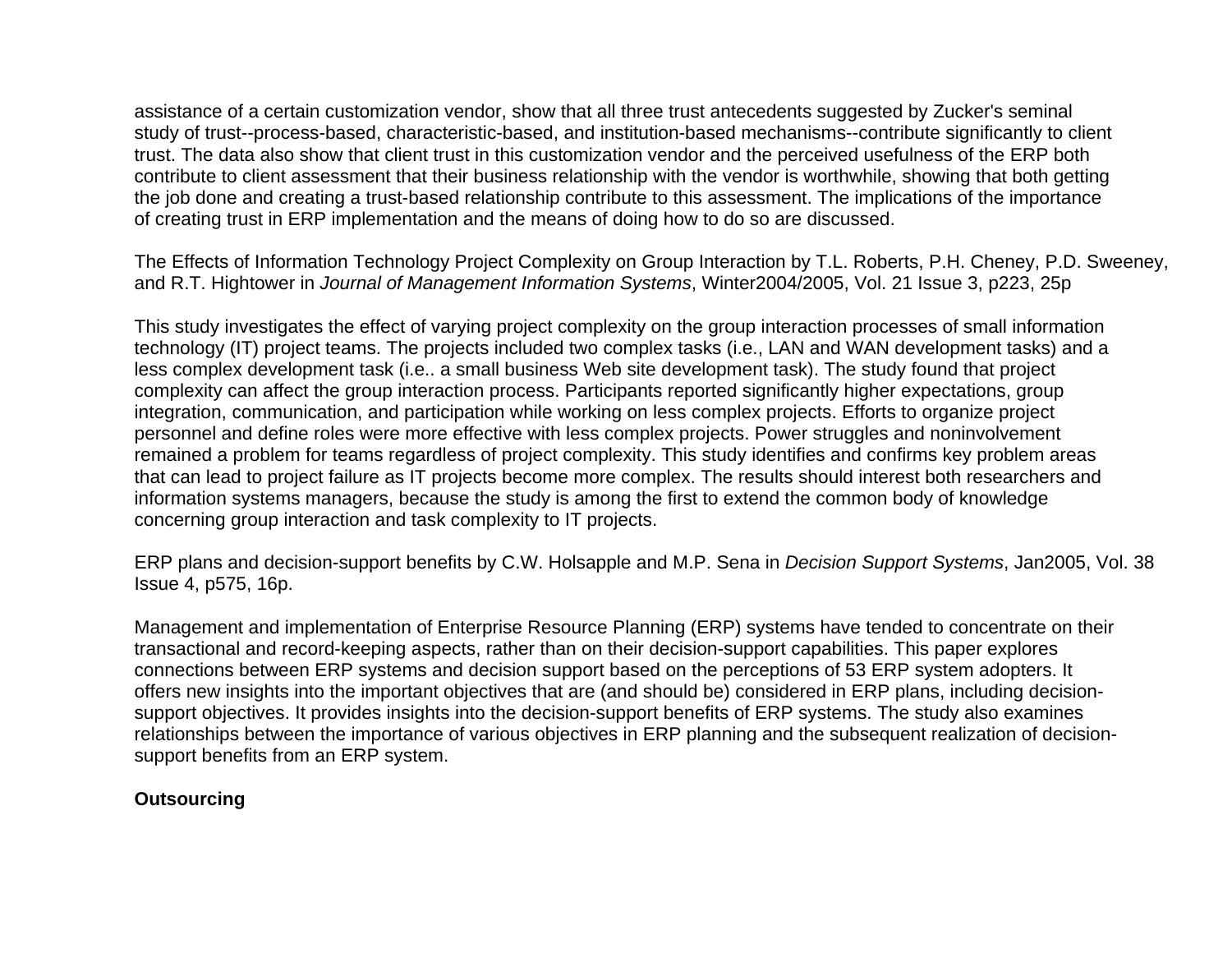assistance of a certain customization vendor, show that all three trust antecedents suggested by Zucker's seminal study of trust--process-based, characteristic-based, and institution-based mechanisms--contribute significantly to client trust. The data also show that client trust in this customization vendor and the perceived usefulness of the ERP both contribute to client assessment that their business relationship with the vendor is worthwhile, showing that both getting the job done and creating a trust-based relationship contribute to this assessment. The implications of the importance of creating trust in ERP implementation and the means of doing how to do so are discussed.

The Effects of Information Technology Project Complexity on Group Interaction by T.L. Roberts, P.H. Cheney, P.D. Sweeney, and R.T. Hightower in *Journal of Management Information Systems*, Winter2004/2005, Vol. 21 Issue 3, p223, 25p

This study investigates the effect of varying project complexity on the group interaction processes of small information technology (IT) project teams. The projects included two complex tasks (i.e., LAN and WAN development tasks) and a less complex development task (i.e.. a small business Web site development task). The study found that project complexity can affect the group interaction process. Participants reported significantly higher expectations, group integration, communication, and participation while working on less complex projects. Efforts to organize project personnel and define roles were more effective with less complex projects. Power struggles and noninvolvement remained a problem for teams regardless of project complexity. This study identifies and confirms key problem areas that can lead to project failure as IT projects become more complex. The results should interest both researchers and information systems managers, because the study is among the first to extend the common body of knowledge concerning group interaction and task complexity to IT projects.

ERP plans and decision-support benefits by C.W. Holsapple and M.P. Sena in *Decision Support Systems*, Jan2005, Vol. 38 Issue 4, p575, 16p.

Management and implementation of Enterprise Resource Planning (ERP) systems have tended to concentrate on their transactional and record-keeping aspects, rather than on their decision-support capabilities. This paper explores connections between ERP systems and decision support based on the perceptions of 53 ERP system adopters. It offers new insights into the important objectives that are (and should be) considered in ERP plans, including decision-support objectives. It provides insights into the decision-support benefits of ERP systems. The study also examines relationships between the importance of various objectives in ERP planning and the subsequent realization of decision-support benefits from an ERP system.

**Outsourcing**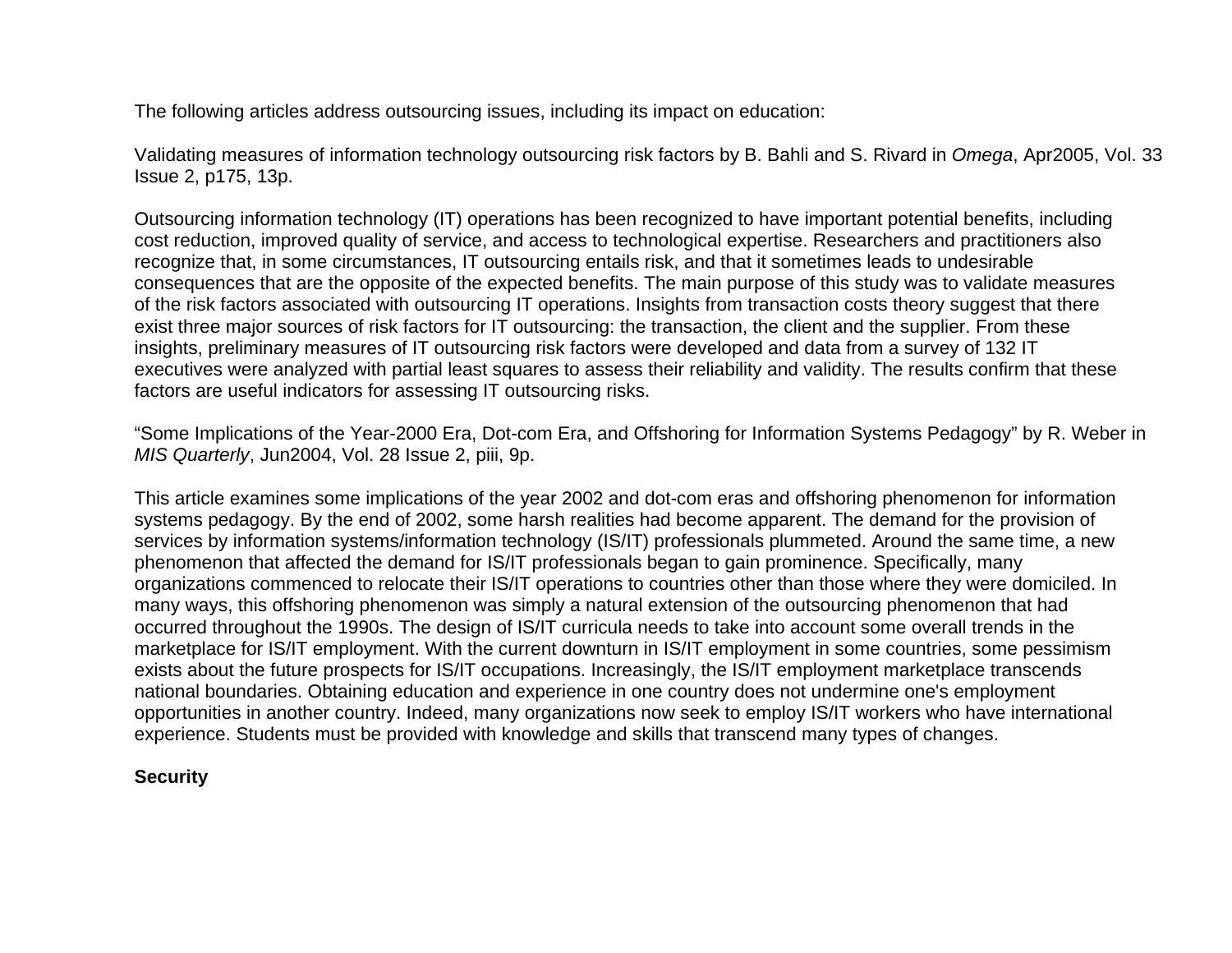The following articles address outsourcing issues, including its impact on education:

Validating measures of information technology outsourcing risk factors by B. Bahli and S. Rivard in *Omega*, Apr2005, Vol. 33 Issue 2, p175, 13p.

Outsourcing information technology (IT) operations has been recognized to have important potential benefits, including cost reduction, improved quality of service, and access to technological expertise. Researchers and practitioners also recognize that, in some circumstances, IT outsourcing entails risk, and that it sometimes leads to undesirable consequences that are the opposite of the expected benefits. The main purpose of this study was to validate measures of the risk factors associated with outsourcing IT operations. Insights from transaction costs theory suggest that there exist three major sources of risk factors for IT outsourcing: the transaction, the client and the supplier. From these insights, preliminary measures of IT outsourcing risk factors were developed and data from a survey of 132 IT executives were analyzed with partial least squares to assess their reliability and validity. The results confirm that these factors are useful indicators for assessing IT outsourcing risks.

“Some Implications of the Year-2000 Era, Dot-com Era, and Offshoring for Information Systems Pedagogy” by R. Weber in *MIS Quarterly*, Jun2004, Vol. 28 Issue 2, piii, 9p.

This article examines some implications of the year 2002 and dot-com eras and offshoring phenomenon for information systems pedagogy. By the end of 2002, some harsh realities had become apparent. The demand for the provision of services by information systems/information technology (IS/IT) professionals plummeted. Around the same time, a new phenomenon that affected the demand for IS/IT professionals began to gain prominence. Specifically, many organizations commenced to relocate their IS/IT operations to countries other than those where they were domiciled. In many ways, this offshoring phenomenon was simply a natural extension of the outsourcing phenomenon that had occurred throughout the 1990s. The design of IS/IT curricula needs to take into account some overall trends in the marketplace for IS/IT employment. With the current downturn in IS/IT employment in some countries, some pessimism exists about the future prospects for IS/IT occupations. Increasingly, the IS/IT employment marketplace transcends national boundaries. Obtaining education and experience in one country does not undermine one's employment opportunities in another country. Indeed, many organizations now seek to employ IS/IT workers who have international experience. Students must be provided with knowledge and skills that transcend many types of changes.

**Security**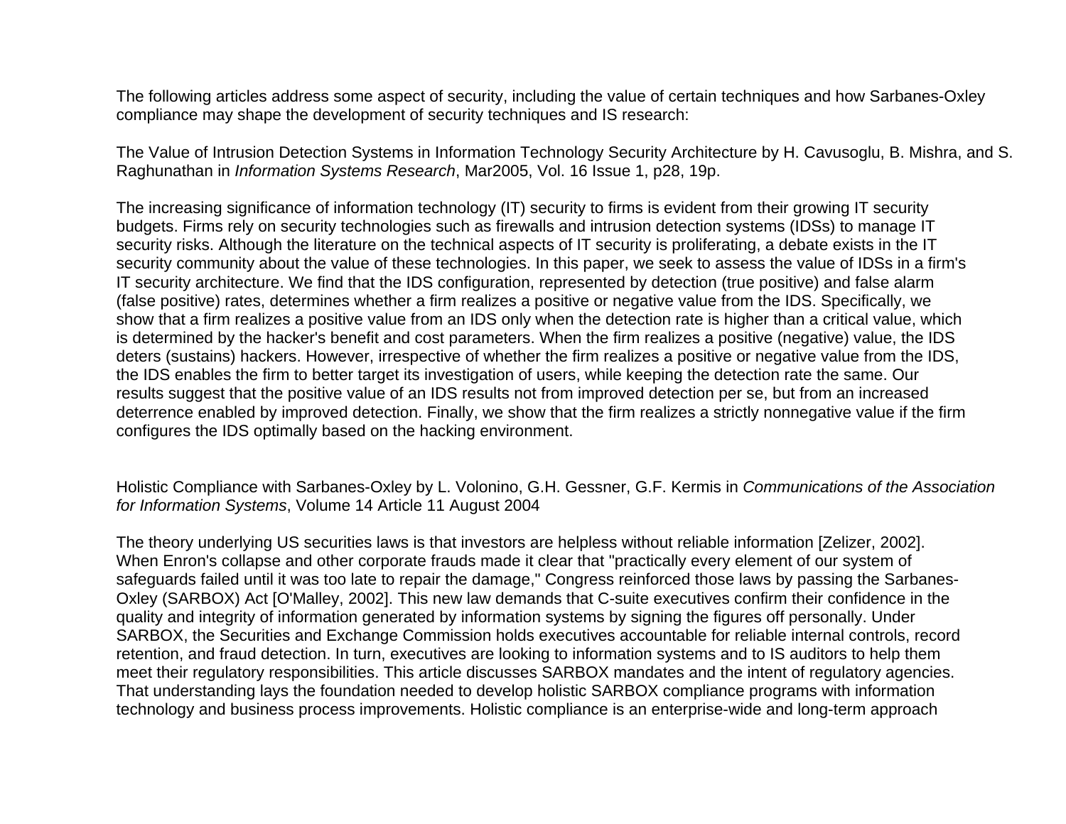The following articles address some aspect of security, including the value of certain techniques and how Sarbanes-Oxley compliance may shape the development of security techniques and IS research:

The Value of Intrusion Detection Systems in Information Technology Security Architecture by H. Cavusoglu, B. Mishra, and S. Raghunathan in *Information Systems Research*, Mar2005, Vol. 16 Issue 1, p28, 19p.

The increasing significance of information technology (IT) security to firms is evident from their growing IT security budgets. Firms rely on security technologies such as firewalls and intrusion detection systems (IDSs) to manage IT security risks. Although the literature on the technical aspects of IT security is proliferating, a debate exists in the IT security community about the value of these technologies. In this paper, we seek to assess the value of IDSs in a firm's IT security architecture. We find that the IDS configuration, represented by detection (true positive) and false alarm (false positive) rates, determines whether a firm realizes a positive or negative value from the IDS. Specifically, we show that a firm realizes a positive value from an IDS only when the detection rate is higher than a critical value, which is determined by the hacker's benefit and cost parameters. When the firm realizes a positive (negative) value, the IDS deters (sustains) hackers. However, irrespective of whether the firm realizes a positive or negative value from the IDS, the IDS enables the firm to better target its investigation of users, while keeping the detection rate the same. Our results suggest that the positive value of an IDS results not from improved detection per se, but from an increased deterrence enabled by improved detection. Finally, we show that the firm realizes a strictly nonnegative value if the firm configures the IDS optimally based on the hacking environment.

Holistic Compliance with Sarbanes-Oxley by L. Volonino, G.H. Gessner, G.F. Kermis in *Communications of the Association for Information Systems*, Volume 14 Article 11 August 2004

The theory underlying US securities laws is that investors are helpless without reliable information [Zelizer, 2002]. When Enron's collapse and other corporate frauds made it clear that "practically every element of our system of safeguards failed until it was too late to repair the damage," Congress reinforced those laws by passing the Sarbanes-Oxley (SARBOX) Act [O'Malley, 2002]. This new law demands that C-suite executives confirm their confidence in the quality and integrity of information generated by information systems by signing the figures off personally. Under SARBOX, the Securities and Exchange Commission holds executives accountable for reliable internal controls, record retention, and fraud detection. In turn, executives are looking to information systems and to IS auditors to help them meet their regulatory responsibilities. This article discusses SARBOX mandates and the intent of regulatory agencies. That understanding lays the foundation needed to develop holistic SARBOX compliance programs with information technology and business process improvements. Holistic compliance is an enterprise-wide and long-term approach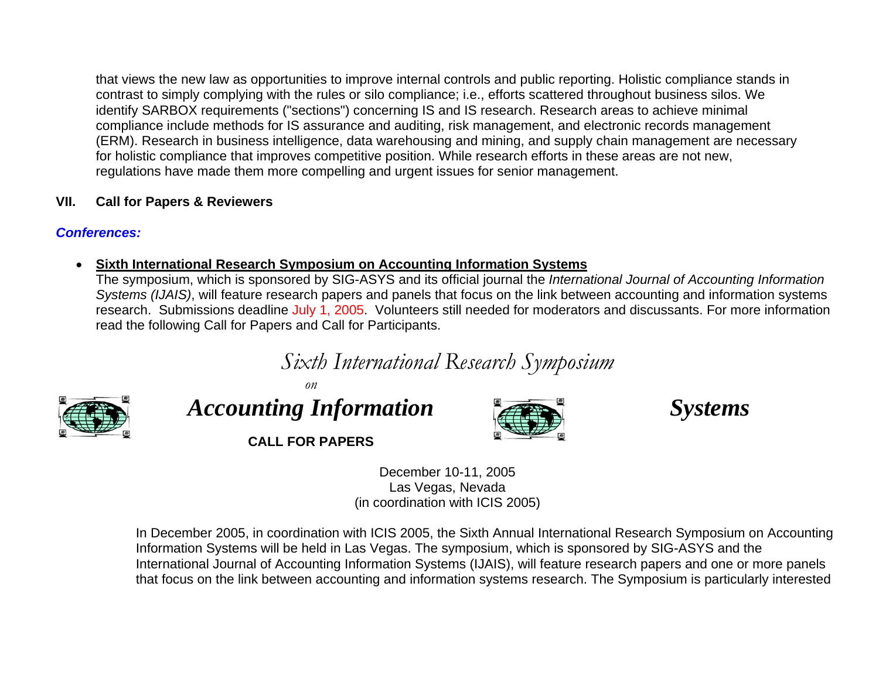that views the new law as opportunities to improve internal controls and public reporting. Holistic compliance stands in contrast to simply complying with the rules or silo compliance; i.e., efforts scattered throughout business silos. We identify SARBOX requirements ("sections") concerning IS and IS research. Research areas to achieve minimal compliance include methods for IS assurance and auditing, risk management, and electronic records management (ERM). Research in business intelligence, data warehousing and mining, and supply chain management are necessary for holistic compliance that improves competitive position. While research efforts in these areas are not new, regulations have made them more compelling and urgent issues for senior management.

## VII. Call for Papers & Reviewers

***Conferences:***

- **Sixth International Research Symposium on Accounting Information Systems**
  The symposium, which is sponsored by SIG-ASYS and its official journal the *International Journal of Accounting Information Systems (IJAIS)*, will feature research papers and panels that focus on the link between accounting and information systems research. Submissions deadline July 1, 2005. Volunteers still needed for moderators and discussants. For more information read the following Call for Papers and Call for Participants.

*Sixth International Research Symposium*

*on*

***Accounting Information Systems***

**CALL FOR PAPERS**

December 10-11, 2005
Las Vegas, Nevada
(in coordination with ICIS 2005)

In December 2005, in coordination with ICIS 2005, the Sixth Annual International Research Symposium on Accounting Information Systems will be held in Las Vegas. The symposium, which is sponsored by SIG-ASYS and the International Journal of Accounting Information Systems (IJAIS), will feature research papers and one or more panels that focus on the link between accounting and information systems research. The Symposium is particularly interested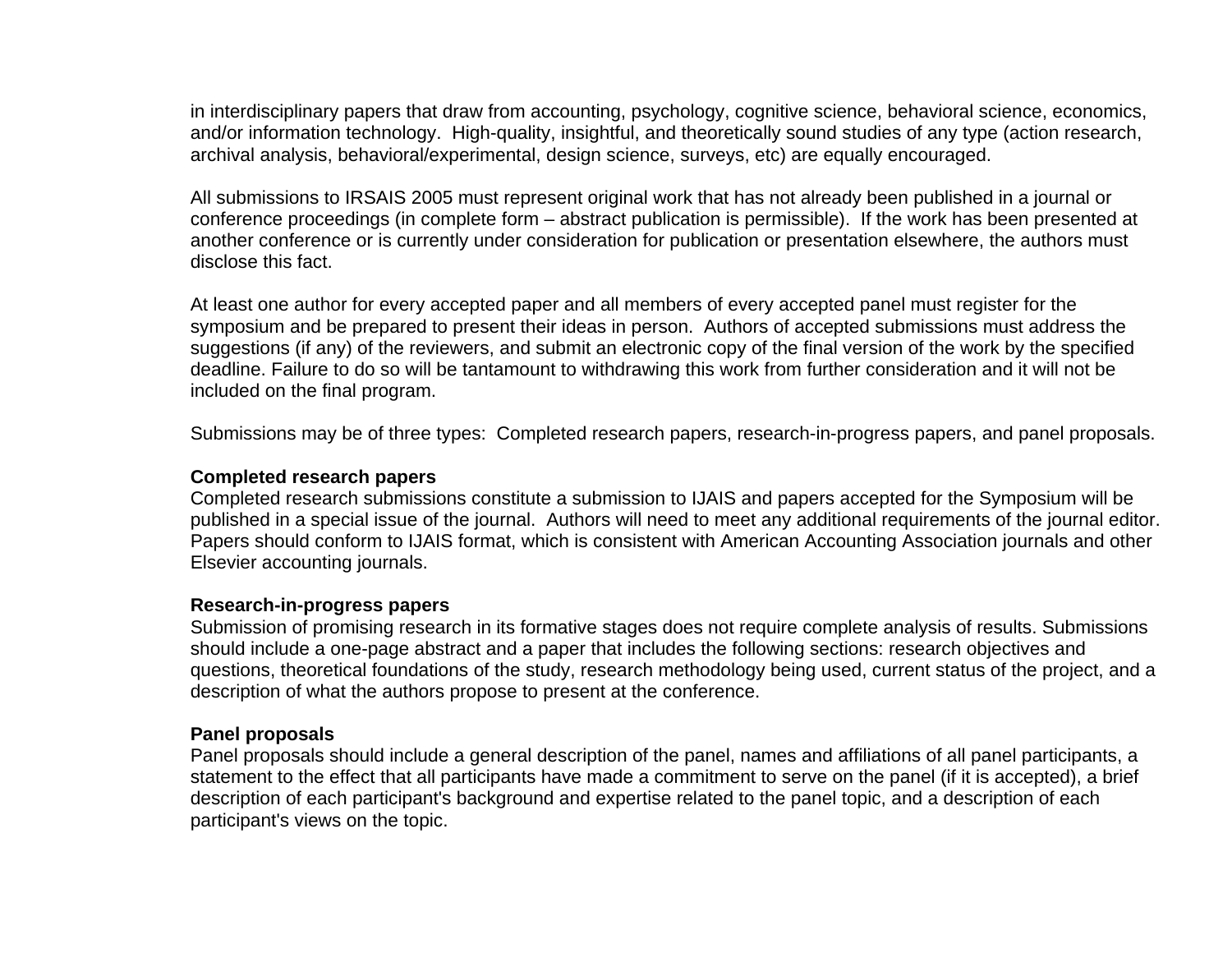in interdisciplinary papers that draw from accounting, psychology, cognitive science, behavioral science, economics, and/or information technology. High-quality, insightful, and theoretically sound studies of any type (action research, archival analysis, behavioral/experimental, design science, surveys, etc) are equally encouraged.

All submissions to IRSAIS 2005 must represent original work that has not already been published in a journal or conference proceedings (in complete form – abstract publication is permissible). If the work has been presented at another conference or is currently under consideration for publication or presentation elsewhere, the authors must disclose this fact.

At least one author for every accepted paper and all members of every accepted panel must register for the symposium and be prepared to present their ideas in person. Authors of accepted submissions must address the suggestions (if any) of the reviewers, and submit an electronic copy of the final version of the work by the specified deadline. Failure to do so will be tantamount to withdrawing this work from further consideration and it will not be included on the final program.

Submissions may be of three types: Completed research papers, research-in-progress papers, and panel proposals.

**Completed research papers**
Completed research submissions constitute a submission to IJAIS and papers accepted for the Symposium will be published in a special issue of the journal. Authors will need to meet any additional requirements of the journal editor. Papers should conform to IJAIS format, which is consistent with American Accounting Association journals and other Elsevier accounting journals.

**Research-in-progress papers**
Submission of promising research in its formative stages does not require complete analysis of results. Submissions should include a one-page abstract and a paper that includes the following sections: research objectives and questions, theoretical foundations of the study, research methodology being used, current status of the project, and a description of what the authors propose to present at the conference.

**Panel proposals**
Panel proposals should include a general description of the panel, names and affiliations of all panel participants, a statement to the effect that all participants have made a commitment to serve on the panel (if it is accepted), a brief description of each participant's background and expertise related to the panel topic, and a description of each participant's views on the topic.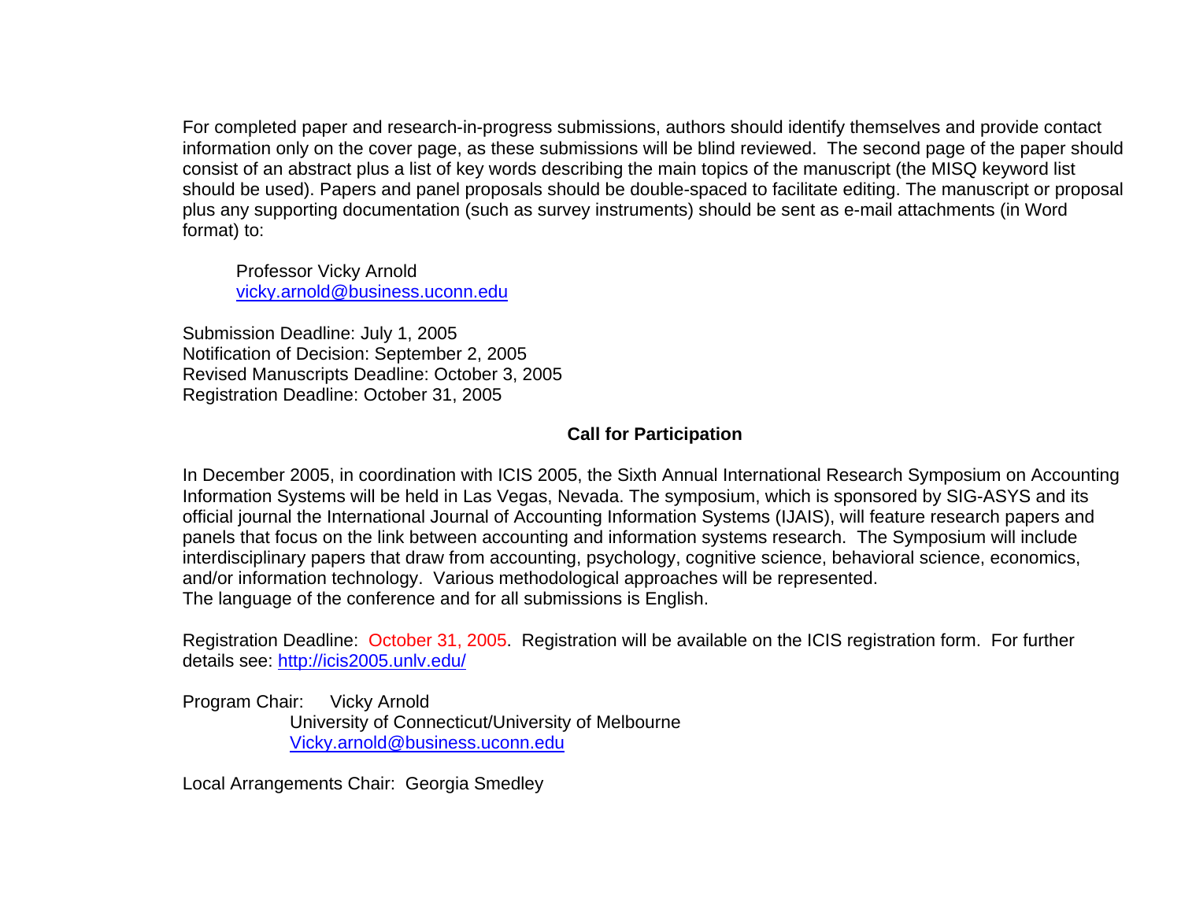For completed paper and research-in-progress submissions, authors should identify themselves and provide contact information only on the cover page, as these submissions will be blind reviewed. The second page of the paper should consist of an abstract plus a list of key words describing the main topics of the manuscript (the MISQ keyword list should be used). Papers and panel proposals should be double-spaced to facilitate editing. The manuscript or proposal plus any supporting documentation (such as survey instruments) should be sent as e-mail attachments (in Word format) to:

> Professor Vicky Arnold
> vicky.arnold@business.uconn.edu

Submission Deadline: July 1, 2005
Notification of Decision: September 2, 2005
Revised Manuscripts Deadline: October 3, 2005
Registration Deadline: October 31, 2005

**Call for Participation**

In December 2005, in coordination with ICIS 2005, the Sixth Annual International Research Symposium on Accounting Information Systems will be held in Las Vegas, Nevada. The symposium, which is sponsored by SIG-ASYS and its official journal the International Journal of Accounting Information Systems (IJAIS), will feature research papers and panels that focus on the link between accounting and information systems research. The Symposium will include interdisciplinary papers that draw from accounting, psychology, cognitive science, behavioral science, economics, and/or information technology. Various methodological approaches will be represented.
The language of the conference and for all submissions is English.

Registration Deadline: October 31, 2005. Registration will be available on the ICIS registration form. For further details see: http://icis2005.unlv.edu/

Program Chair: Vicky Arnold
University of Connecticut/University of Melbourne
Vicky.arnold@business.uconn.edu

Local Arrangements Chair: Georgia Smedley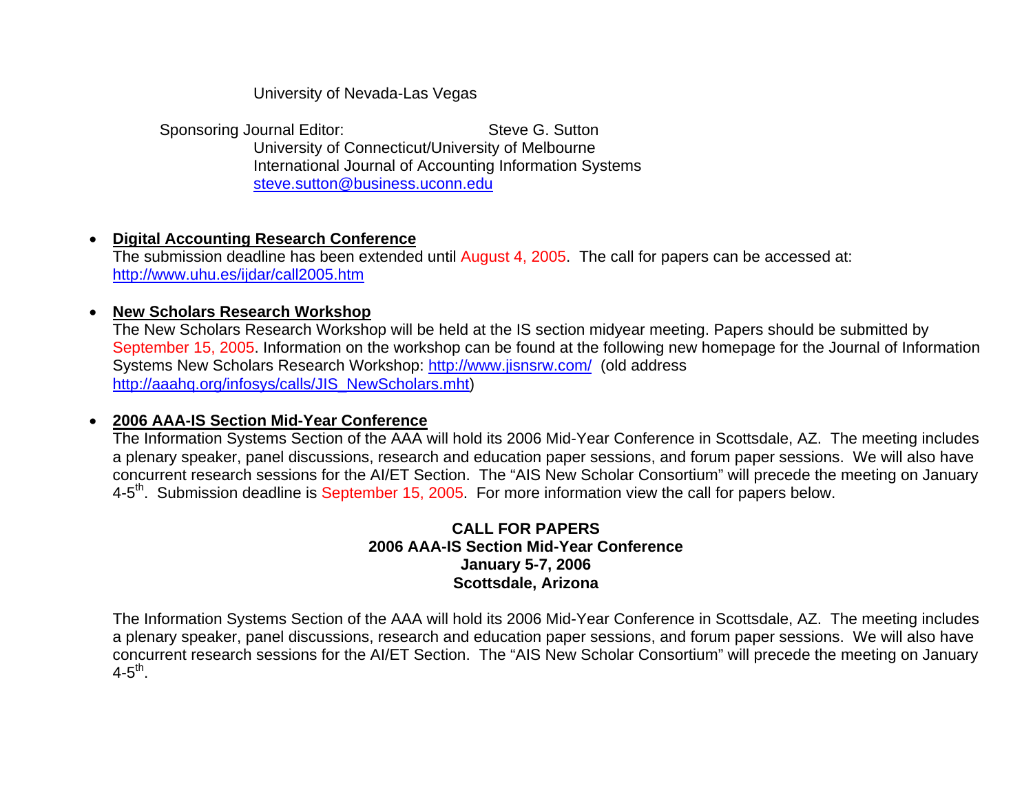University of Nevada-Las Vegas

Sponsoring Journal Editor: Steve G. Sutton
University of Connecticut/University of Melbourne
International Journal of Accounting Information Systems
steve.sutton@business.uconn.edu

- **Digital Accounting Research Conference**
  The submission deadline has been extended until August 4, 2005. The call for papers can be accessed at: http://www.uhu.es/ijdar/call2005.htm

- **New Scholars Research Workshop**
  The New Scholars Research Workshop will be held at the IS section midyear meeting. Papers should be submitted by September 15, 2005. Information on the workshop can be found at the following new homepage for the Journal of Information Systems New Scholars Research Workshop: http://www.jisnsrw.com/ (old address http://aaahq.org/infosys/calls/JIS_NewScholars.mht)

- **2006 AAA-IS Section Mid-Year Conference**
  The Information Systems Section of the AAA will hold its 2006 Mid-Year Conference in Scottsdale, AZ. The meeting includes a plenary speaker, panel discussions, research and education paper sessions, and forum paper sessions. We will also have concurrent research sessions for the AI/ET Section. The "AIS New Scholar Consortium" will precede the meeting on January 4-5th. Submission deadline is September 15, 2005. For more information view the call for papers below.

**CALL FOR PAPERS**
**2006 AAA-IS Section Mid-Year Conference**
**January 5-7, 2006**
**Scottsdale, Arizona**

The Information Systems Section of the AAA will hold its 2006 Mid-Year Conference in Scottsdale, AZ. The meeting includes a plenary speaker, panel discussions, research and education paper sessions, and forum paper sessions. We will also have concurrent research sessions for the AI/ET Section. The "AIS New Scholar Consortium" will precede the meeting on January 4-5th.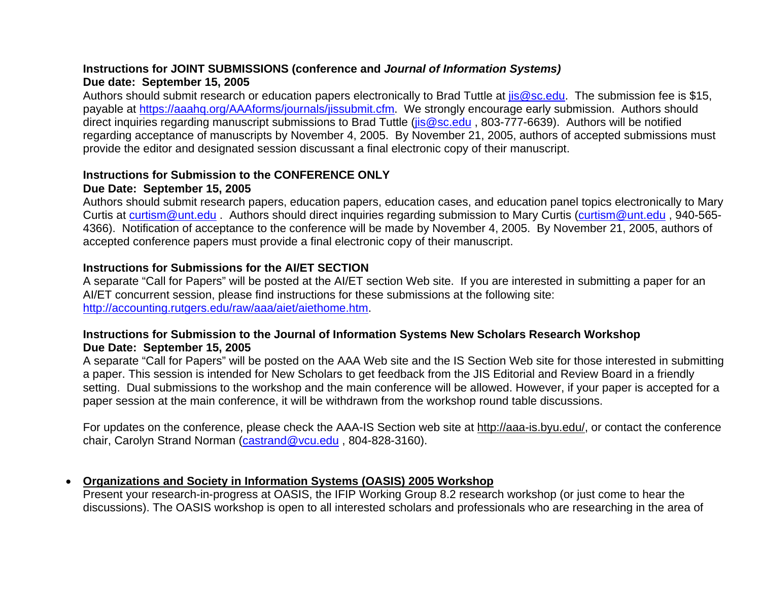**Instructions for JOINT SUBMISSIONS (conference and *Journal of Information Systems)***
**Due date: September 15, 2005**
Authors should submit research or education papers electronically to Brad Tuttle at jis@sc.edu. The submission fee is $15, payable at https://aaahq.org/AAAforms/journals/jissubmit.cfm. We strongly encourage early submission. Authors should direct inquiries regarding manuscript submissions to Brad Tuttle (jis@sc.edu , 803-777-6639). Authors will be notified regarding acceptance of manuscripts by November 4, 2005. By November 21, 2005, authors of accepted submissions must provide the editor and designated session discussant a final electronic copy of their manuscript.

**Instructions for Submission to the CONFERENCE ONLY**
**Due Date: September 15, 2005**
Authors should submit research papers, education papers, education cases, and education panel topics electronically to Mary Curtis at curtism@unt.edu . Authors should direct inquiries regarding submission to Mary Curtis (curtism@unt.edu , 940-565-4366). Notification of acceptance to the conference will be made by November 4, 2005. By November 21, 2005, authors of accepted conference papers must provide a final electronic copy of their manuscript.

**Instructions for Submissions for the AI/ET SECTION**
A separate "Call for Papers" will be posted at the AI/ET section Web site. If you are interested in submitting a paper for an AI/ET concurrent session, please find instructions for these submissions at the following site: http://accounting.rutgers.edu/raw/aaa/aiet/aiethome.htm.

**Instructions for Submission to the Journal of Information Systems New Scholars Research Workshop**
**Due Date: September 15, 2005**
A separate "Call for Papers" will be posted on the AAA Web site and the IS Section Web site for those interested in submitting a paper. This session is intended for New Scholars to get feedback from the JIS Editorial and Review Board in a friendly setting. Dual submissions to the workshop and the main conference will be allowed. However, if your paper is accepted for a paper session at the main conference, it will be withdrawn from the workshop round table discussions.

For updates on the conference, please check the AAA-IS Section web site at http://aaa-is.byu.edu/, or contact the conference chair, Carolyn Strand Norman (castrand@vcu.edu , 804-828-3160).

- **Organizations and Society in Information Systems (OASIS) 2005 Workshop**
  Present your research-in-progress at OASIS, the IFIP Working Group 8.2 research workshop (or just come to hear the discussions). The OASIS workshop is open to all interested scholars and professionals who are researching in the area of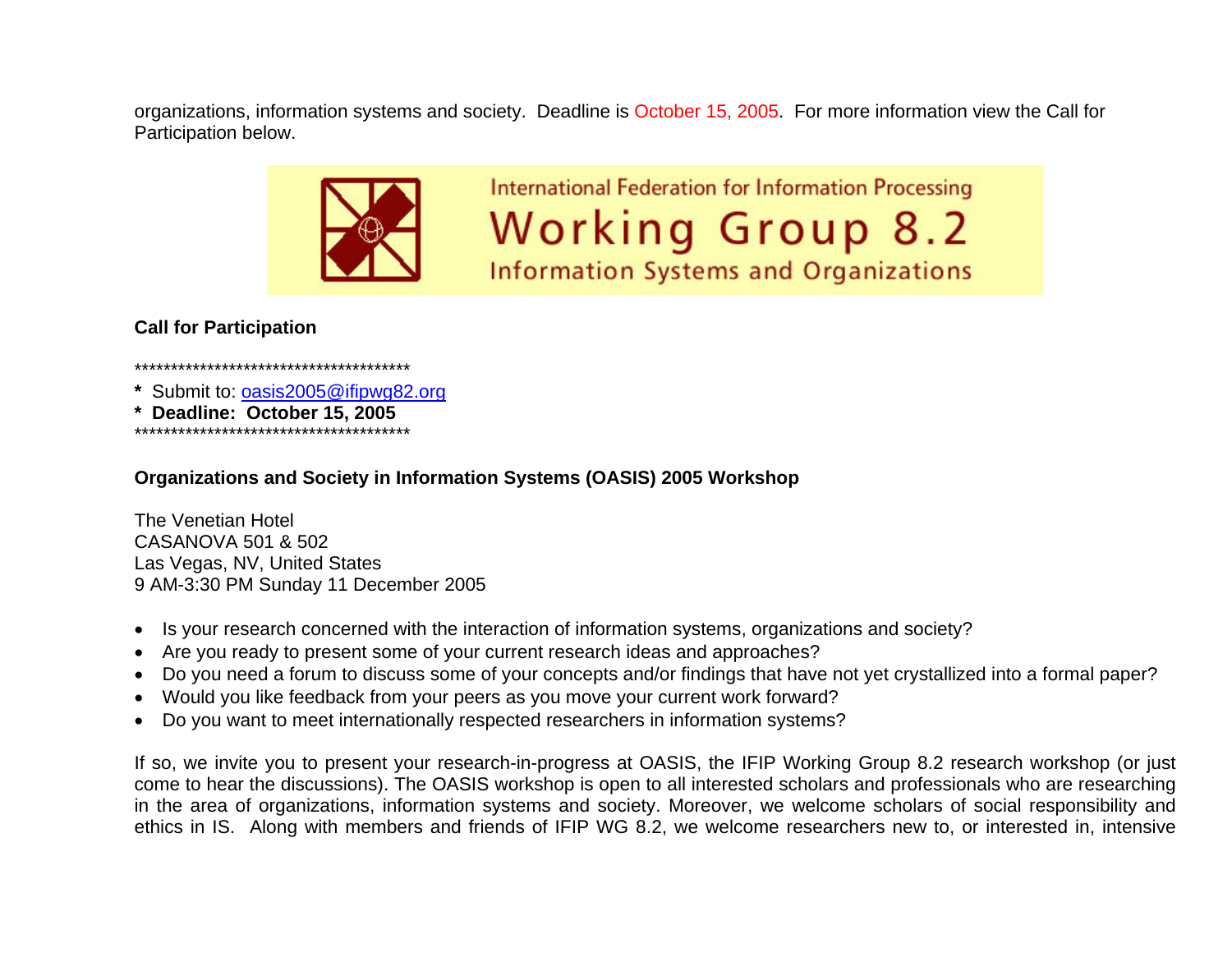organizations, information systems and society. Deadline is October 15, 2005. For more information view the Call for Participation below.

International Federation for Information Processing
Working Group 8.2
Information Systems and Organizations

**Call for Participation**

***************************************
**\*** Submit to: oasis2005@ifipwg82.org
**\* Deadline: October 15, 2005**
***************************************

**Organizations and Society in Information Systems (OASIS) 2005 Workshop**

The Venetian Hotel
CASANOVA 501 & 502
Las Vegas, NV, United States
9 AM-3:30 PM Sunday 11 December 2005

- Is your research concerned with the interaction of information systems, organizations and society?
- Are you ready to present some of your current research ideas and approaches?
- Do you need a forum to discuss some of your concepts and/or findings that have not yet crystallized into a formal paper?
- Would you like feedback from your peers as you move your current work forward?
- Do you want to meet internationally respected researchers in information systems?

If so, we invite you to present your research-in-progress at OASIS, the IFIP Working Group 8.2 research workshop (or just come to hear the discussions). The OASIS workshop is open to all interested scholars and professionals who are researching in the area of organizations, information systems and society. Moreover, we welcome scholars of social responsibility and ethics in IS. Along with members and friends of IFIP WG 8.2, we welcome researchers new to, or interested in, intensive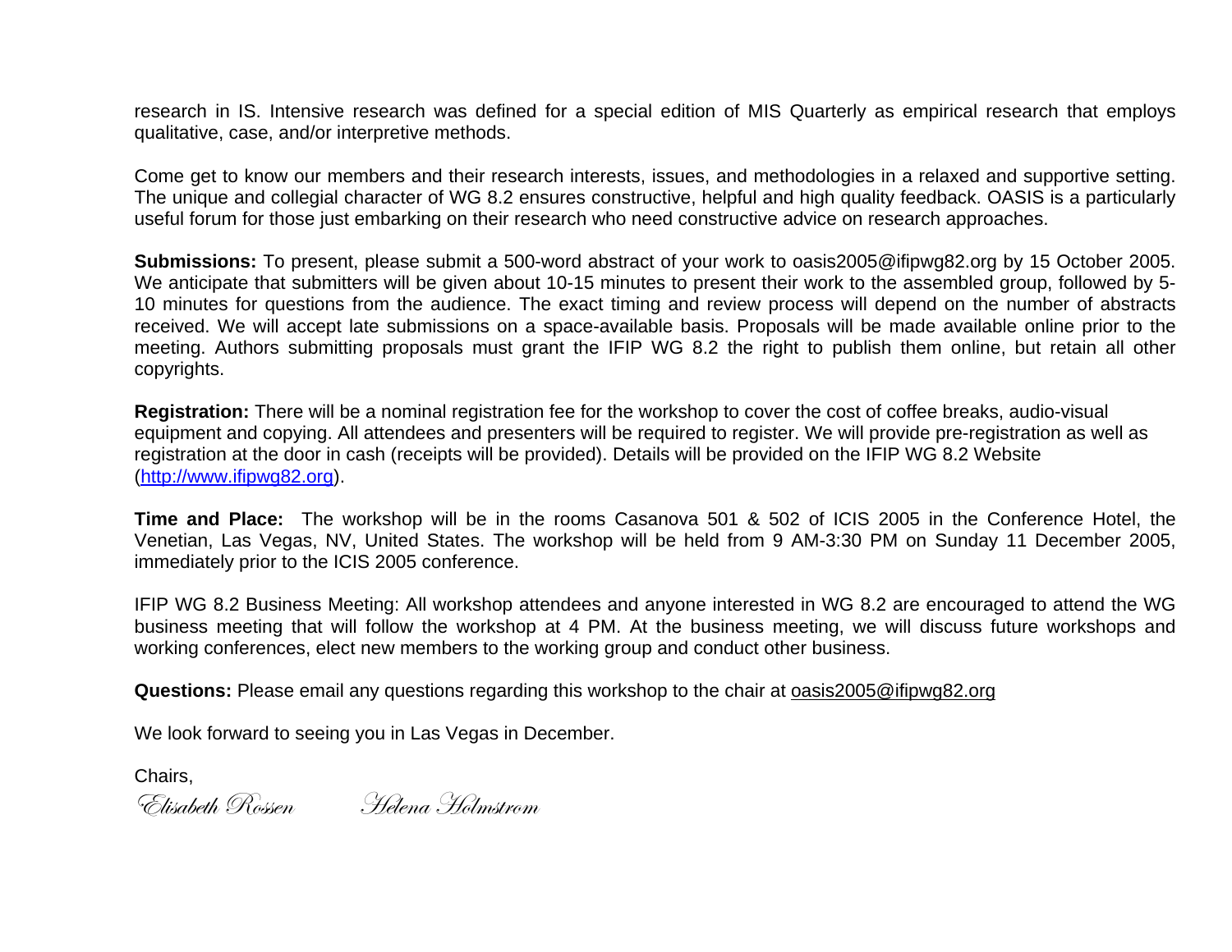research in IS. Intensive research was defined for a special edition of MIS Quarterly as empirical research that employs qualitative, case, and/or interpretive methods.

Come get to know our members and their research interests, issues, and methodologies in a relaxed and supportive setting. The unique and collegial character of WG 8.2 ensures constructive, helpful and high quality feedback. OASIS is a particularly useful forum for those just embarking on their research who need constructive advice on research approaches.

**Submissions:** To present, please submit a 500-word abstract of your work to oasis2005@ifipwg82.org by 15 October 2005. We anticipate that submitters will be given about 10-15 minutes to present their work to the assembled group, followed by 5-10 minutes for questions from the audience. The exact timing and review process will depend on the number of abstracts received. We will accept late submissions on a space-available basis. Proposals will be made available online prior to the meeting. Authors submitting proposals must grant the IFIP WG 8.2 the right to publish them online, but retain all other copyrights.

**Registration:** There will be a nominal registration fee for the workshop to cover the cost of coffee breaks, audio-visual equipment and copying. All attendees and presenters will be required to register. We will provide pre-registration as well as registration at the door in cash (receipts will be provided). Details will be provided on the IFIP WG 8.2 Website (http://www.ifipwg82.org).

**Time and Place:** The workshop will be in the rooms Casanova 501 & 502 of ICIS 2005 in the Conference Hotel, the Venetian, Las Vegas, NV, United States. The workshop will be held from 9 AM-3:30 PM on Sunday 11 December 2005, immediately prior to the ICIS 2005 conference.

IFIP WG 8.2 Business Meeting: All workshop attendees and anyone interested in WG 8.2 are encouraged to attend the WG business meeting that will follow the workshop at 4 PM. At the business meeting, we will discuss future workshops and working conferences, elect new members to the working group and conduct other business.

**Questions:** Please email any questions regarding this workshop to the chair at oasis2005@ifipwg82.org

We look forward to seeing you in Las Vegas in December.

Chairs,

*Elisabeth Rossen* *Helena Holmstrom*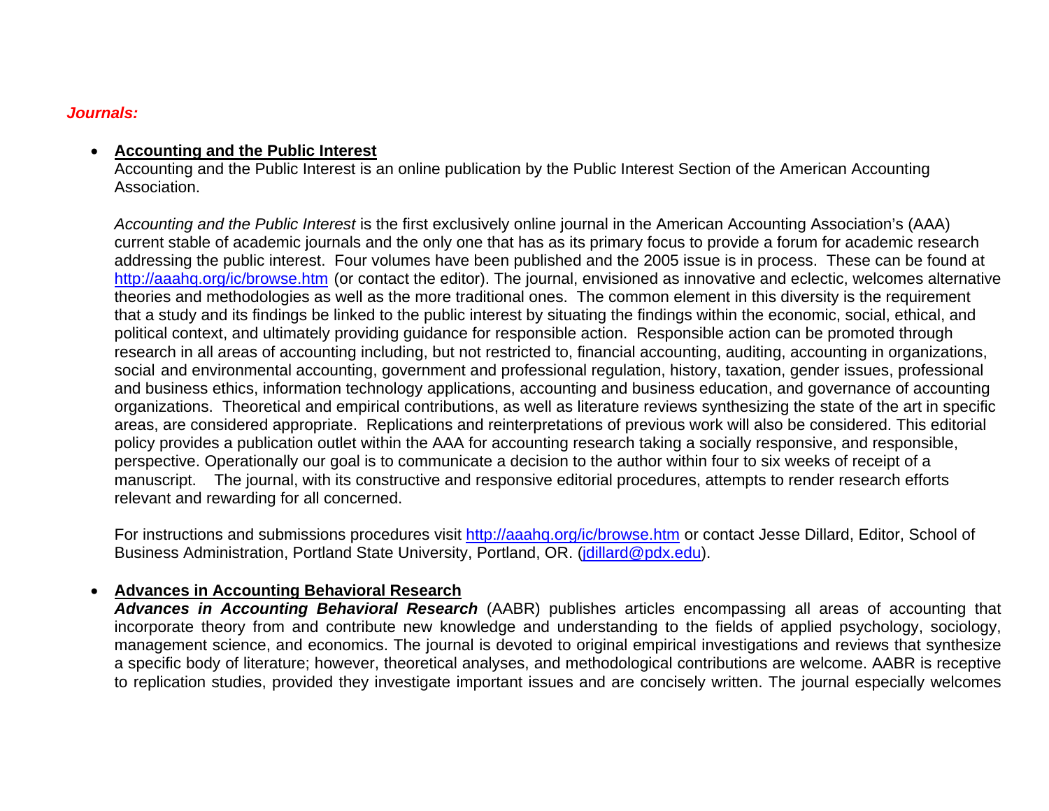***Journals:***

- **Accounting and the Public Interest**
  Accounting and the Public Interest is an online publication by the Public Interest Section of the American Accounting Association.

  *Accounting and the Public Interest* is the first exclusively online journal in the American Accounting Association's (AAA) current stable of academic journals and the only one that has as its primary focus to provide a forum for academic research addressing the public interest. Four volumes have been published and the 2005 issue is in process. These can be found at http://aaahq.org/ic/browse.htm (or contact the editor). The journal, envisioned as innovative and eclectic, welcomes alternative theories and methodologies as well as the more traditional ones. The common element in this diversity is the requirement that a study and its findings be linked to the public interest by situating the findings within the economic, social, ethical, and political context, and ultimately providing guidance for responsible action. Responsible action can be promoted through research in all areas of accounting including, but not restricted to, financial accounting, auditing, accounting in organizations, social and environmental accounting, government and professional regulation, history, taxation, gender issues, professional and business ethics, information technology applications, accounting and business education, and governance of accounting organizations. Theoretical and empirical contributions, as well as literature reviews synthesizing the state of the art in specific areas, are considered appropriate. Replications and reinterpretations of previous work will also be considered. This editorial policy provides a publication outlet within the AAA for accounting research taking a socially responsive, and responsible, perspective. Operationally our goal is to communicate a decision to the author within four to six weeks of receipt of a manuscript. The journal, with its constructive and responsive editorial procedures, attempts to render research efforts relevant and rewarding for all concerned.

  For instructions and submissions procedures visit http://aaahq.org/ic/browse.htm or contact Jesse Dillard, Editor, School of Business Administration, Portland State University, Portland, OR. (jdillard@pdx.edu).

- **Advances in Accounting Behavioral Research**
  ***Advances in Accounting Behavioral Research*** (AABR) publishes articles encompassing all areas of accounting that incorporate theory from and contribute new knowledge and understanding to the fields of applied psychology, sociology, management science, and economics. The journal is devoted to original empirical investigations and reviews that synthesize a specific body of literature; however, theoretical analyses, and methodological contributions are welcome. AABR is receptive to replication studies, provided they investigate important issues and are concisely written. The journal especially welcomes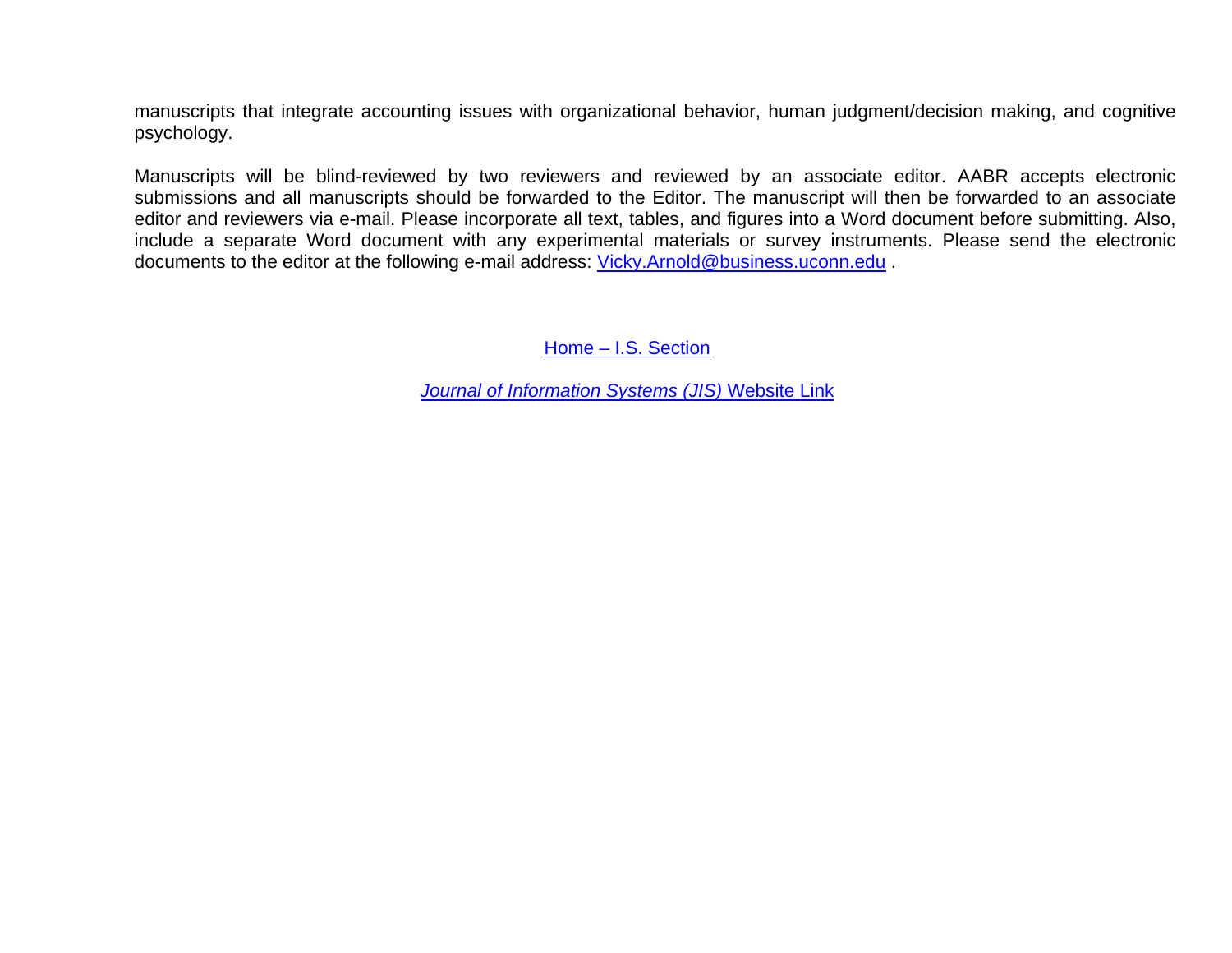manuscripts that integrate accounting issues with organizational behavior, human judgment/decision making, and cognitive psychology.

Manuscripts will be blind-reviewed by two reviewers and reviewed by an associate editor. AABR accepts electronic submissions and all manuscripts should be forwarded to the Editor. The manuscript will then be forwarded to an associate editor and reviewers via e-mail. Please incorporate all text, tables, and figures into a Word document before submitting. Also, include a separate Word document with any experimental materials or survey instruments. Please send the electronic documents to the editor at the following e-mail address: Vicky.Arnold@business.uconn.edu .

Home – I.S. Section

*Journal of Information Systems (JIS)* Website Link